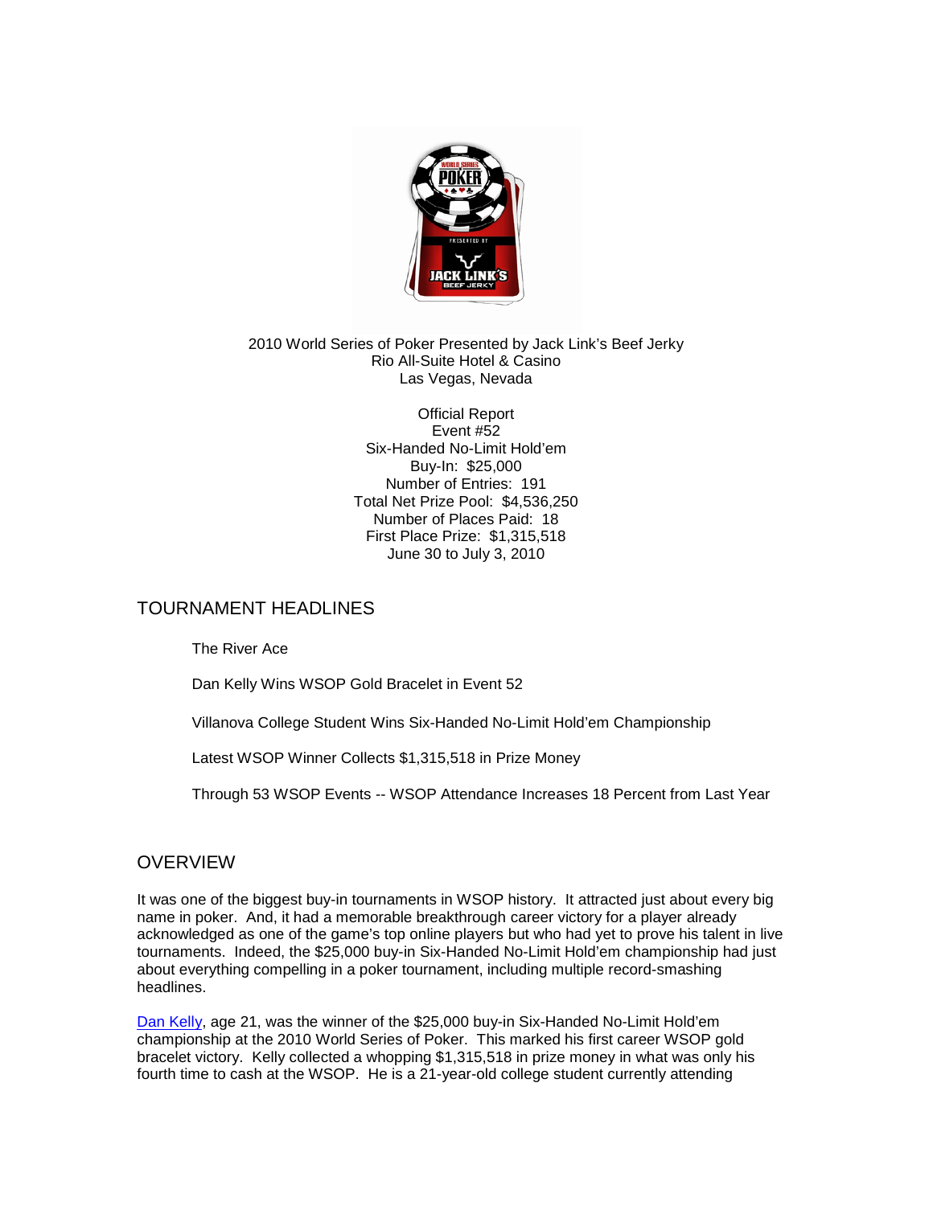2010 World Series of Poker Presented by Jack Link's Beef Jerky
Rio All-Suite Hotel & Casino
Las Vegas, Nevada

Official Report
Event #52
Six-Handed No-Limit Hold'em
Buy-In: $25,000
Number of Entries: 191
Total Net Prize Pool: $4,536,250
Number of Places Paid: 18
First Place Prize: $1,315,518
June 30 to July 3, 2010

## TOURNAMENT HEADLINES

The River Ace

Dan Kelly Wins WSOP Gold Bracelet in Event 52

Villanova College Student Wins Six-Handed No-Limit Hold'em Championship

Latest WSOP Winner Collects $1,315,518 in Prize Money

Through 53 WSOP Events -- WSOP Attendance Increases 18 Percent from Last Year

## OVERVIEW

It was one of the biggest buy-in tournaments in WSOP history. It attracted just about every big name in poker. And, it had a memorable breakthrough career victory for a player already acknowledged as one of the game's top online players but who had yet to prove his talent in live tournaments. Indeed, the $25,000 buy-in Six-Handed No-Limit Hold'em championship had just about everything compelling in a poker tournament, including multiple record-smashing headlines.

Dan Kelly, age 21, was the winner of the $25,000 buy-in Six-Handed No-Limit Hold'em championship at the 2010 World Series of Poker. This marked his first career WSOP gold bracelet victory. Kelly collected a whopping $1,315,518 in prize money in what was only his fourth time to cash at the WSOP. He is a 21-year-old college student currently attending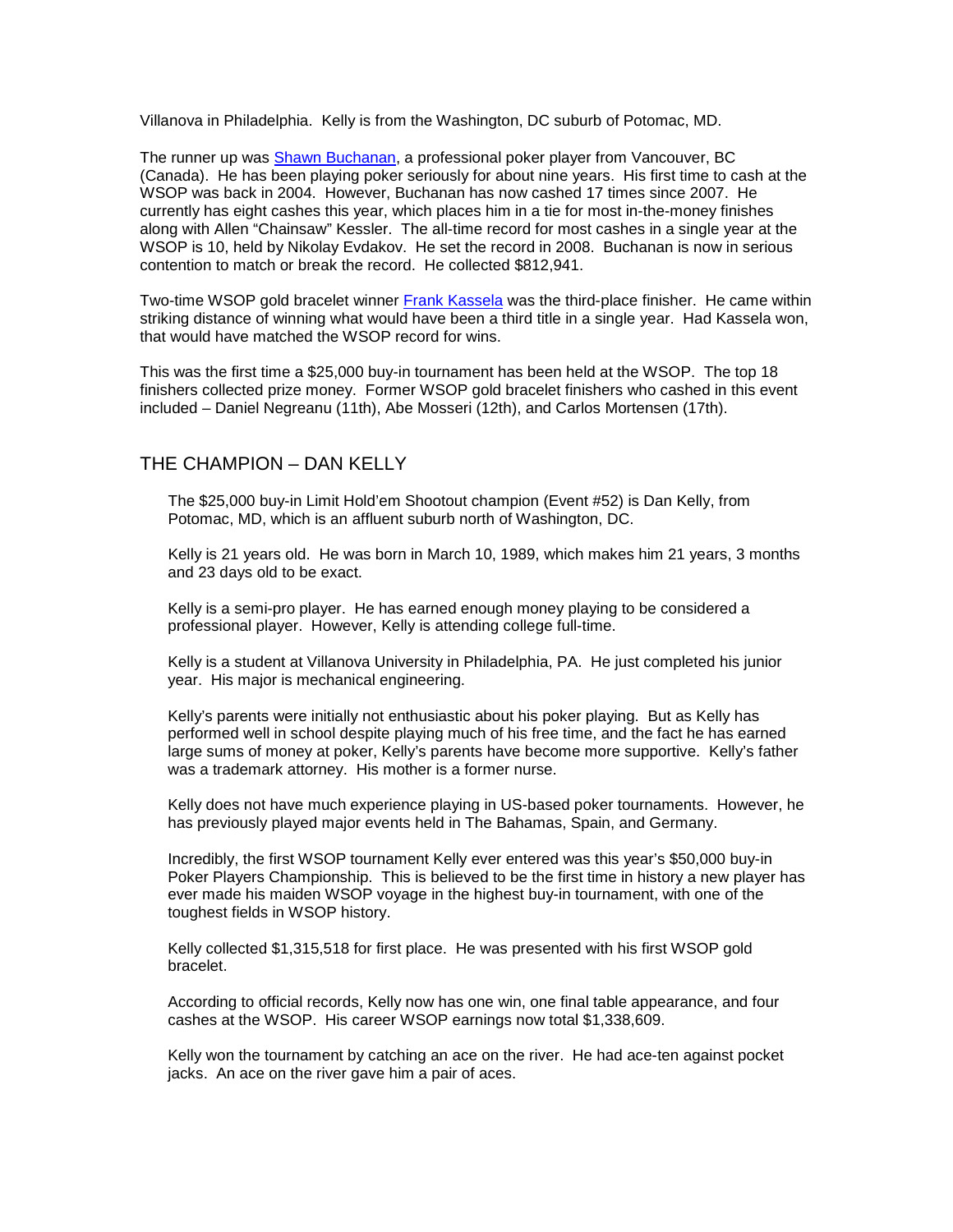Villanova in Philadelphia. Kelly is from the Washington, DC suburb of Potomac, MD.

The runner up was [Shawn Buchanan](), a professional poker player from Vancouver, BC (Canada). He has been playing poker seriously for about nine years. His first time to cash at the WSOP was back in 2004. However, Buchanan has now cashed 17 times since 2007. He currently has eight cashes this year, which places him in a tie for most in-the-money finishes along with Allen "Chainsaw" Kessler. The all-time record for most cashes in a single year at the WSOP is 10, held by Nikolay Evdakov. He set the record in 2008. Buchanan is now in serious contention to match or break the record. He collected $812,941.

Two-time WSOP gold bracelet winner [Frank Kassela]() was the third-place finisher. He came within striking distance of winning what would have been a third title in a single year. Had Kassela won, that would have matched the WSOP record for wins.

This was the first time a $25,000 buy-in tournament has been held at the WSOP. The top 18 finishers collected prize money. Former WSOP gold bracelet finishers who cashed in this event included – Daniel Negreanu (11th), Abe Mosseri (12th), and Carlos Mortensen (17th).

## THE CHAMPION – DAN KELLY

The $25,000 buy-in Limit Hold'em Shootout champion (Event #52) is Dan Kelly, from Potomac, MD, which is an affluent suburb north of Washington, DC.

Kelly is 21 years old. He was born in March 10, 1989, which makes him 21 years, 3 months and 23 days old to be exact.

Kelly is a semi-pro player. He has earned enough money playing to be considered a professional player. However, Kelly is attending college full-time.

Kelly is a student at Villanova University in Philadelphia, PA. He just completed his junior year. His major is mechanical engineering.

Kelly's parents were initially not enthusiastic about his poker playing. But as Kelly has performed well in school despite playing much of his free time, and the fact he has earned large sums of money at poker, Kelly's parents have become more supportive. Kelly's father was a trademark attorney. His mother is a former nurse.

Kelly does not have much experience playing in US-based poker tournaments. However, he has previously played major events held in The Bahamas, Spain, and Germany.

Incredibly, the first WSOP tournament Kelly ever entered was this year's $50,000 buy-in Poker Players Championship. This is believed to be the first time in history a new player has ever made his maiden WSOP voyage in the highest buy-in tournament, with one of the toughest fields in WSOP history.

Kelly collected $1,315,518 for first place. He was presented with his first WSOP gold bracelet.

According to official records, Kelly now has one win, one final table appearance, and four cashes at the WSOP. His career WSOP earnings now total $1,338,609.

Kelly won the tournament by catching an ace on the river. He had ace-ten against pocket jacks. An ace on the river gave him a pair of aces.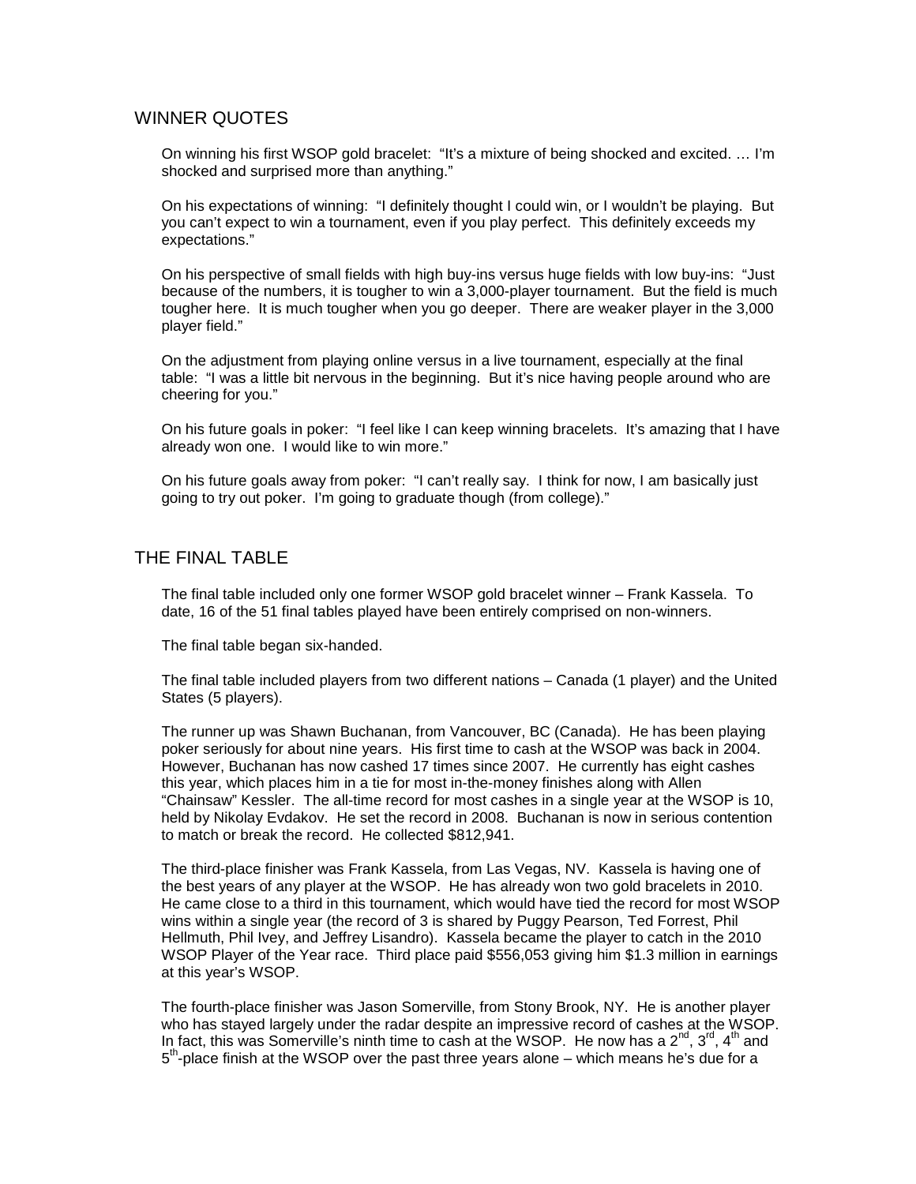## WINNER QUOTES

On winning his first WSOP gold bracelet: "It's a mixture of being shocked and excited. … I'm shocked and surprised more than anything."

On his expectations of winning: "I definitely thought I could win, or I wouldn't be playing. But you can't expect to win a tournament, even if you play perfect. This definitely exceeds my expectations."

On his perspective of small fields with high buy-ins versus huge fields with low buy-ins: "Just because of the numbers, it is tougher to win a 3,000-player tournament. But the field is much tougher here. It is much tougher when you go deeper. There are weaker player in the 3,000 player field."

On the adjustment from playing online versus in a live tournament, especially at the final table: "I was a little bit nervous in the beginning. But it's nice having people around who are cheering for you."

On his future goals in poker: "I feel like I can keep winning bracelets. It's amazing that I have already won one. I would like to win more."

On his future goals away from poker: "I can't really say. I think for now, I am basically just going to try out poker. I'm going to graduate though (from college)."

## THE FINAL TABLE

The final table included only one former WSOP gold bracelet winner – Frank Kassela. To date, 16 of the 51 final tables played have been entirely comprised on non-winners.

The final table began six-handed.

The final table included players from two different nations – Canada (1 player) and the United States (5 players).

The runner up was Shawn Buchanan, from Vancouver, BC (Canada). He has been playing poker seriously for about nine years. His first time to cash at the WSOP was back in 2004. However, Buchanan has now cashed 17 times since 2007. He currently has eight cashes this year, which places him in a tie for most in-the-money finishes along with Allen "Chainsaw" Kessler. The all-time record for most cashes in a single year at the WSOP is 10, held by Nikolay Evdakov. He set the record in 2008. Buchanan is now in serious contention to match or break the record. He collected $812,941.

The third-place finisher was Frank Kassela, from Las Vegas, NV. Kassela is having one of the best years of any player at the WSOP. He has already won two gold bracelets in 2010. He came close to a third in this tournament, which would have tied the record for most WSOP wins within a single year (the record of 3 is shared by Puggy Pearson, Ted Forrest, Phil Hellmuth, Phil Ivey, and Jeffrey Lisandro). Kassela became the player to catch in the 2010 WSOP Player of the Year race. Third place paid $556,053 giving him $1.3 million in earnings at this year's WSOP.

The fourth-place finisher was Jason Somerville, from Stony Brook, NY. He is another player who has stayed largely under the radar despite an impressive record of cashes at the WSOP. In fact, this was Somerville's ninth time to cash at the WSOP. He now has a 2nd, 3rd, 4th and 5th-place finish at the WSOP over the past three years alone – which means he's due for a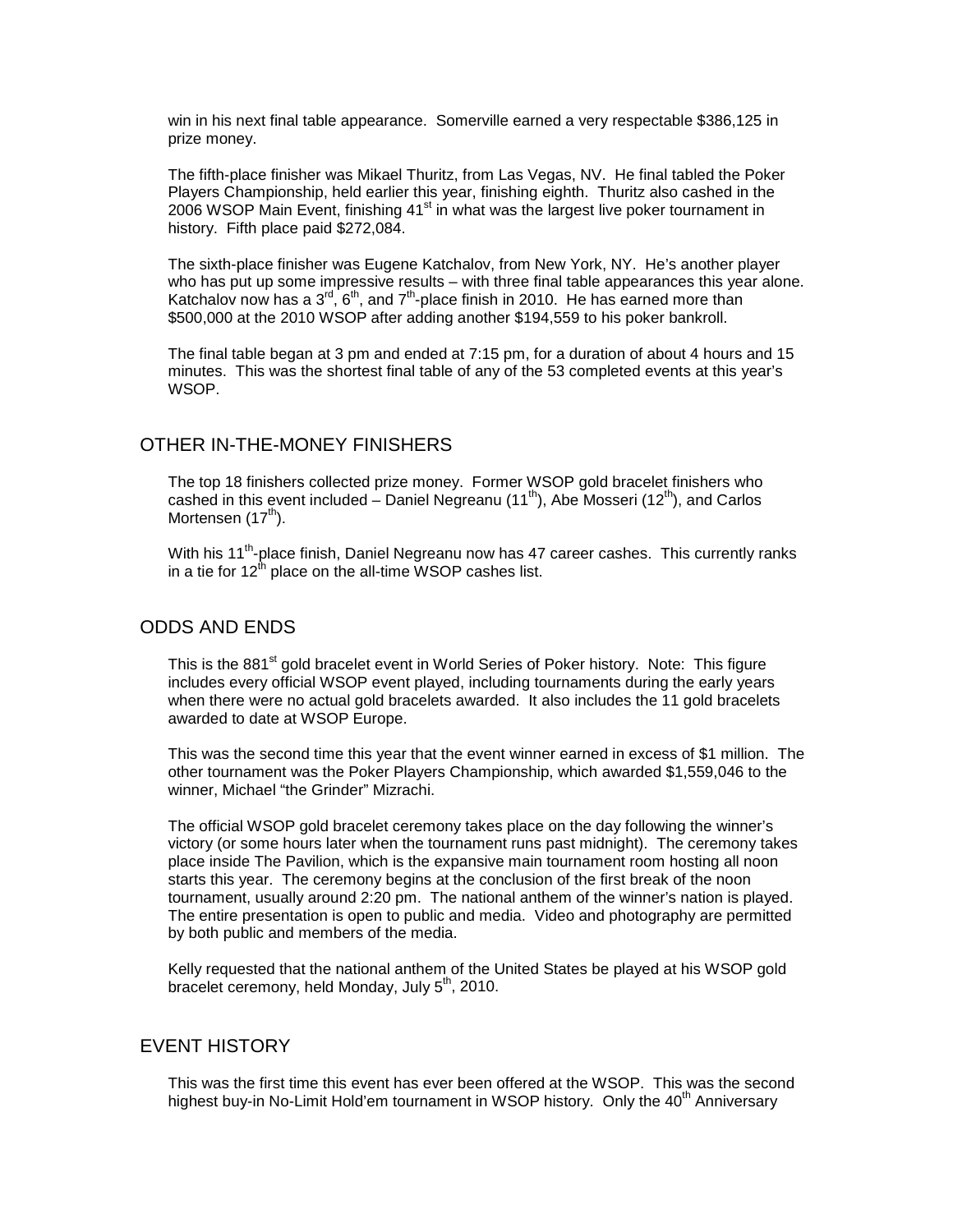win in his next final table appearance. Somerville earned a very respectable $386,125 in prize money.

The fifth-place finisher was Mikael Thuritz, from Las Vegas, NV. He final tabled the Poker Players Championship, held earlier this year, finishing eighth. Thuritz also cashed in the 2006 WSOP Main Event, finishing 41st in what was the largest live poker tournament in history. Fifth place paid $272,084.

The sixth-place finisher was Eugene Katchalov, from New York, NY. He's another player who has put up some impressive results – with three final table appearances this year alone. Katchalov now has a 3rd, 6th, and 7th-place finish in 2010. He has earned more than $500,000 at the 2010 WSOP after adding another $194,559 to his poker bankroll.

The final table began at 3 pm and ended at 7:15 pm, for a duration of about 4 hours and 15 minutes. This was the shortest final table of any of the 53 completed events at this year's WSOP.

## OTHER IN-THE-MONEY FINISHERS

The top 18 finishers collected prize money. Former WSOP gold bracelet finishers who cashed in this event included – Daniel Negreanu (11th), Abe Mosseri (12th), and Carlos Mortensen (17th).

With his 11th-place finish, Daniel Negreanu now has 47 career cashes. This currently ranks in a tie for 12th place on the all-time WSOP cashes list.

## ODDS AND ENDS

This is the 881st gold bracelet event in World Series of Poker history. Note: This figure includes every official WSOP event played, including tournaments during the early years when there were no actual gold bracelets awarded. It also includes the 11 gold bracelets awarded to date at WSOP Europe.

This was the second time this year that the event winner earned in excess of $1 million. The other tournament was the Poker Players Championship, which awarded $1,559,046 to the winner, Michael "the Grinder" Mizrachi.

The official WSOP gold bracelet ceremony takes place on the day following the winner's victory (or some hours later when the tournament runs past midnight). The ceremony takes place inside The Pavilion, which is the expansive main tournament room hosting all noon starts this year. The ceremony begins at the conclusion of the first break of the noon tournament, usually around 2:20 pm. The national anthem of the winner's nation is played. The entire presentation is open to public and media. Video and photography are permitted by both public and members of the media.

Kelly requested that the national anthem of the United States be played at his WSOP gold bracelet ceremony, held Monday, July 5th, 2010.

## EVENT HISTORY

This was the first time this event has ever been offered at the WSOP. This was the second highest buy-in No-Limit Hold'em tournament in WSOP history. Only the 40th Anniversary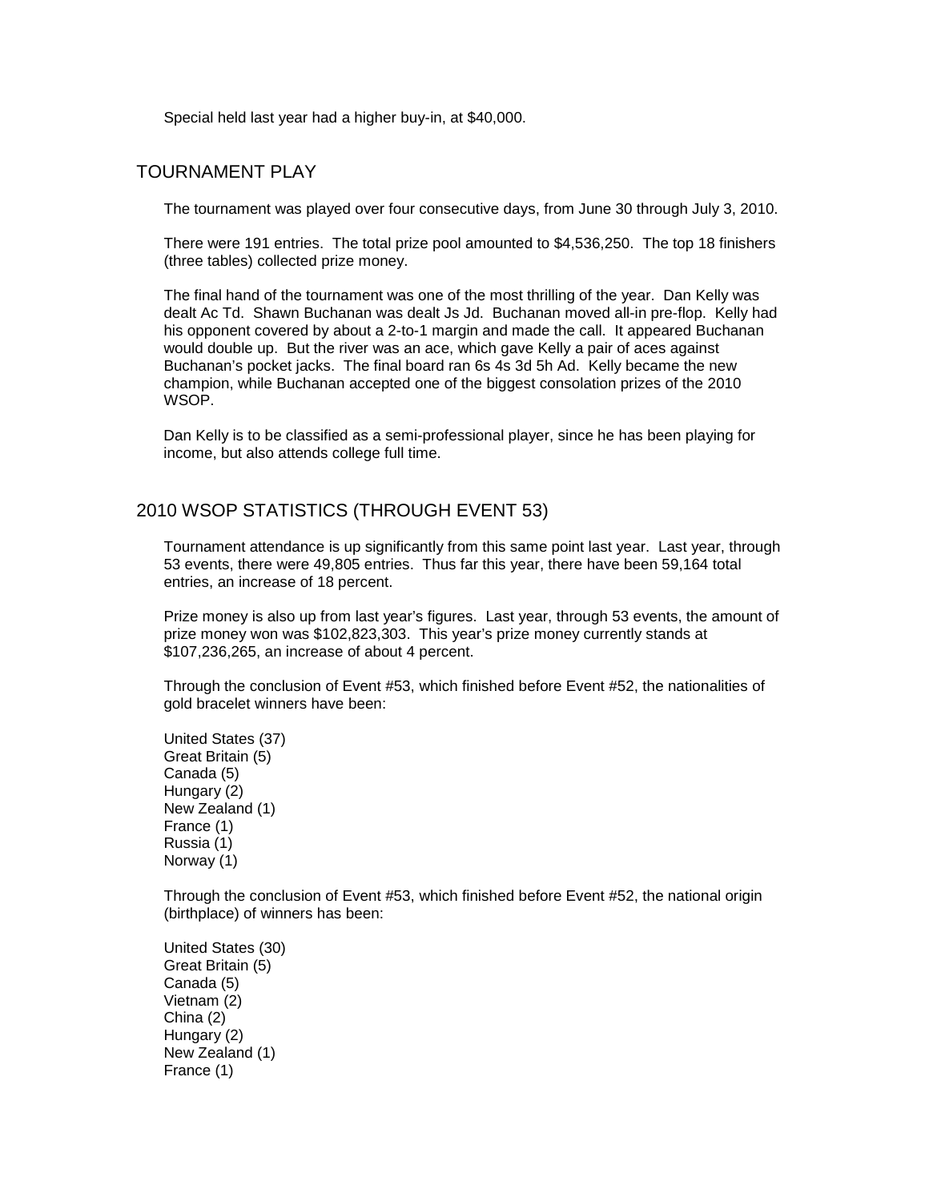Special held last year had a higher buy-in, at $40,000.

## TOURNAMENT PLAY

The tournament was played over four consecutive days, from June 30 through July 3, 2010.

There were 191 entries. The total prize pool amounted to $4,536,250. The top 18 finishers (three tables) collected prize money.

The final hand of the tournament was one of the most thrilling of the year. Dan Kelly was dealt Ac Td. Shawn Buchanan was dealt Js Jd. Buchanan moved all-in pre-flop. Kelly had his opponent covered by about a 2-to-1 margin and made the call. It appeared Buchanan would double up. But the river was an ace, which gave Kelly a pair of aces against Buchanan's pocket jacks. The final board ran 6s 4s 3d 5h Ad. Kelly became the new champion, while Buchanan accepted one of the biggest consolation prizes of the 2010 WSOP.

Dan Kelly is to be classified as a semi-professional player, since he has been playing for income, but also attends college full time.

## 2010 WSOP STATISTICS (THROUGH EVENT 53)

Tournament attendance is up significantly from this same point last year. Last year, through 53 events, there were 49,805 entries. Thus far this year, there have been 59,164 total entries, an increase of 18 percent.

Prize money is also up from last year's figures. Last year, through 53 events, the amount of prize money won was $102,823,303. This year's prize money currently stands at $107,236,265, an increase of about 4 percent.

Through the conclusion of Event #53, which finished before Event #52, the nationalities of gold bracelet winners have been:

United States (37)
Great Britain (5)
Canada (5)
Hungary (2)
New Zealand (1)
France (1)
Russia (1)
Norway (1)

Through the conclusion of Event #53, which finished before Event #52, the national origin (birthplace) of winners has been:

United States (30)
Great Britain (5)
Canada (5)
Vietnam (2)
China (2)
Hungary (2)
New Zealand (1)
France (1)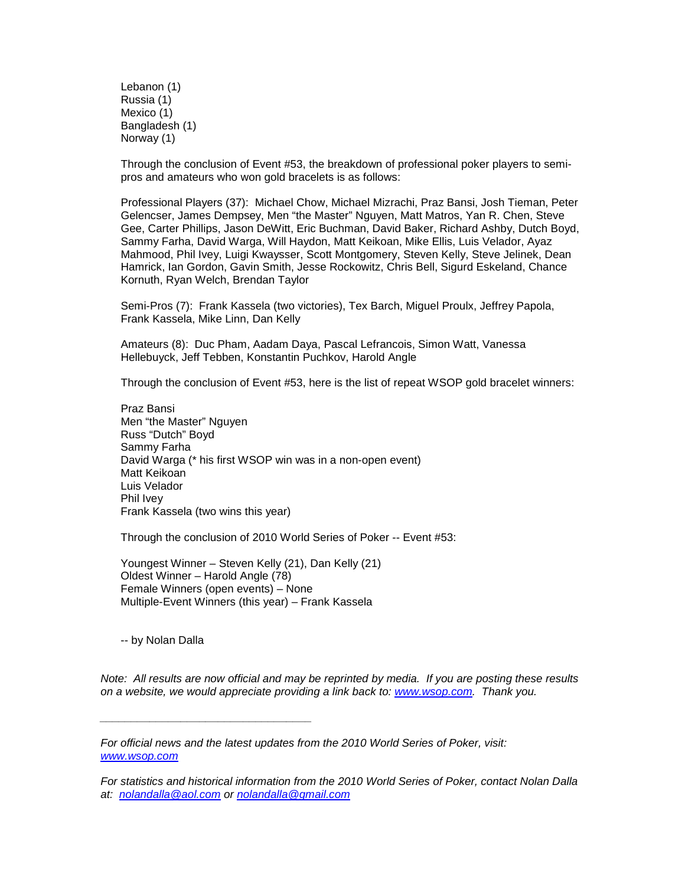Lebanon (1)
Russia (1)
Mexico (1)
Bangladesh (1)
Norway (1)

Through the conclusion of Event #53, the breakdown of professional poker players to semi-pros and amateurs who won gold bracelets is as follows:

Professional Players (37): Michael Chow, Michael Mizrachi, Praz Bansi, Josh Tieman, Peter Gelencser, James Dempsey, Men "the Master" Nguyen, Matt Matros, Yan R. Chen, Steve Gee, Carter Phillips, Jason DeWitt, Eric Buchman, David Baker, Richard Ashby, Dutch Boyd, Sammy Farha, David Warga, Will Haydon, Matt Keikoan, Mike Ellis, Luis Velador, Ayaz Mahmood, Phil Ivey, Luigi Kwaysser, Scott Montgomery, Steven Kelly, Steve Jelinek, Dean Hamrick, Ian Gordon, Gavin Smith, Jesse Rockowitz, Chris Bell, Sigurd Eskeland, Chance Kornuth, Ryan Welch, Brendan Taylor

Semi-Pros (7): Frank Kassela (two victories), Tex Barch, Miguel Proulx, Jeffrey Papola, Frank Kassela, Mike Linn, Dan Kelly

Amateurs (8): Duc Pham, Aadam Daya, Pascal Lefrancois, Simon Watt, Vanessa Hellebuyck, Jeff Tebben, Konstantin Puchkov, Harold Angle

Through the conclusion of Event #53, here is the list of repeat WSOP gold bracelet winners:

Praz Bansi
Men "the Master" Nguyen
Russ "Dutch" Boyd
Sammy Farha
David Warga (* his first WSOP win was in a non-open event)
Matt Keikoan
Luis Velador
Phil Ivey
Frank Kassela (two wins this year)

Through the conclusion of 2010 World Series of Poker -- Event #53:

Youngest Winner – Steven Kelly (21), Dan Kelly (21)
Oldest Winner – Harold Angle (78)
Female Winners (open events) – None
Multiple-Event Winners (this year) – Frank Kassela

-- by Nolan Dalla

*Note: All results are now official and may be reprinted by media. If you are posting these results on a website, we would appreciate providing a link back to: www.wsop.com. Thank you.*

---

*For official news and the latest updates from the 2010 World Series of Poker, visit: www.wsop.com*

*For statistics and historical information from the 2010 World Series of Poker, contact Nolan Dalla at: nolandalla@aol.com or nolandalla@gmail.com*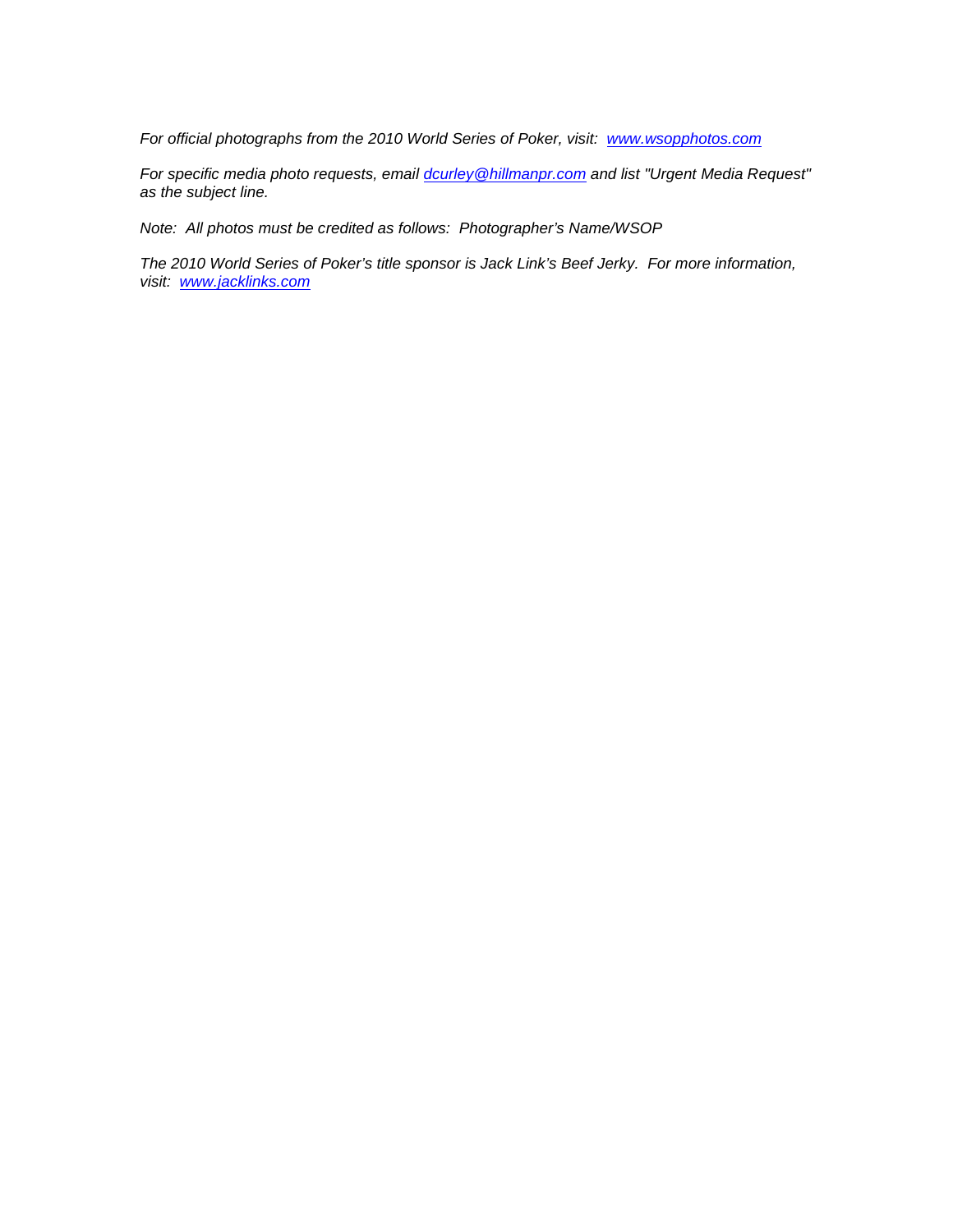*For official photographs from the 2010 World Series of Poker, visit: [www.wsopphotos.com](http://www.wsopphotos.com)*

*For specific media photo requests, email [dcurley@hillmanpr.com](mailto:dcurley@hillmanpr.com) and list "Urgent Media Request" as the subject line.*

*Note: All photos must be credited as follows: Photographer's Name/WSOP*

*The 2010 World Series of Poker's title sponsor is Jack Link's Beef Jerky. For more information, visit: [www.jacklinks.com](http://www.jacklinks.com)*